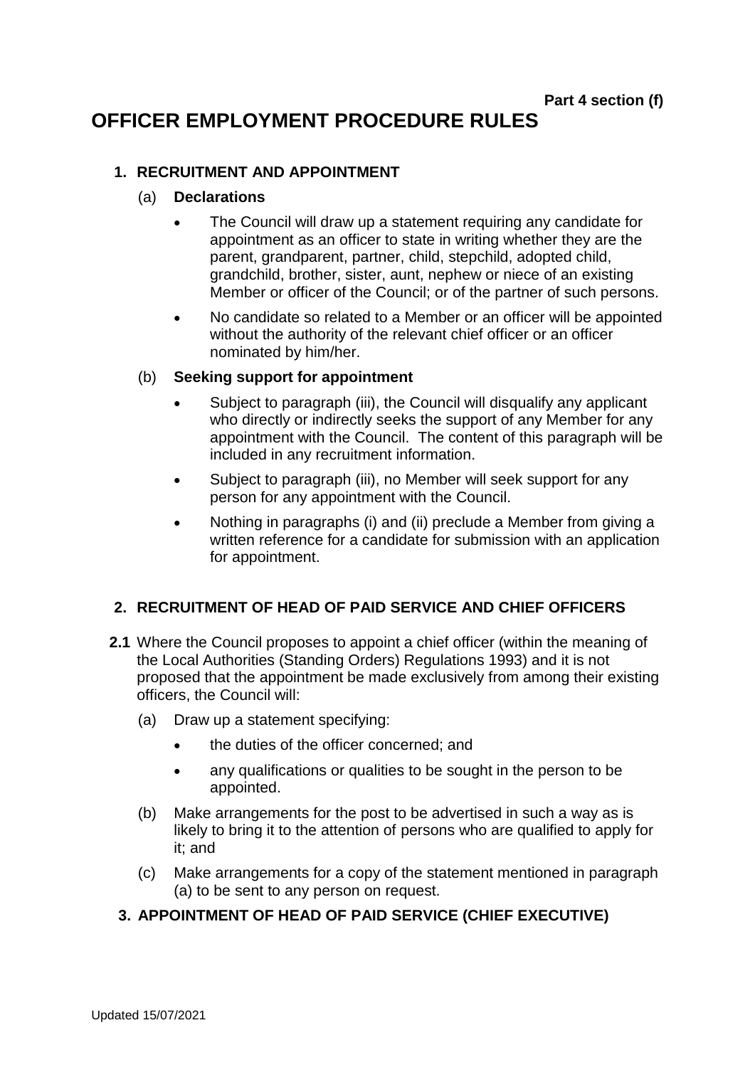**Part 4 section (f)**

# OFFICER EMPLOYMENT PROCEDURE RULES

## 1. RECRUITMENT AND APPOINTMENT

### (a) Declarations

- The Council will draw up a statement requiring any candidate for appointment as an officer to state in writing whether they are the parent, grandparent, partner, child, stepchild, adopted child, grandchild, brother, sister, aunt, nephew or niece of an existing Member or officer of the Council; or of the partner of such persons.
- No candidate so related to a Member or an officer will be appointed without the authority of the relevant chief officer or an officer nominated by him/her.

### (b) Seeking support for appointment

- Subject to paragraph (iii), the Council will disqualify any applicant who directly or indirectly seeks the support of any Member for any appointment with the Council. The content of this paragraph will be included in any recruitment information.
- Subject to paragraph (iii), no Member will seek support for any person for any appointment with the Council.
- Nothing in paragraphs (i) and (ii) preclude a Member from giving a written reference for a candidate for submission with an application for appointment.

## 2. RECRUITMENT OF HEAD OF PAID SERVICE AND CHIEF OFFICERS

**2.1** Where the Council proposes to appoint a chief officer (within the meaning of the Local Authorities (Standing Orders) Regulations 1993) and it is not proposed that the appointment be made exclusively from among their existing officers, the Council will:

(a) Draw up a statement specifying:

- the duties of the officer concerned; and
- any qualifications or qualities to be sought in the person to be appointed.

(b) Make arrangements for the post to be advertised in such a way as is likely to bring it to the attention of persons who are qualified to apply for it; and

(c) Make arrangements for a copy of the statement mentioned in paragraph (a) to be sent to any person on request.

## 3. APPOINTMENT OF HEAD OF PAID SERVICE (CHIEF EXECUTIVE)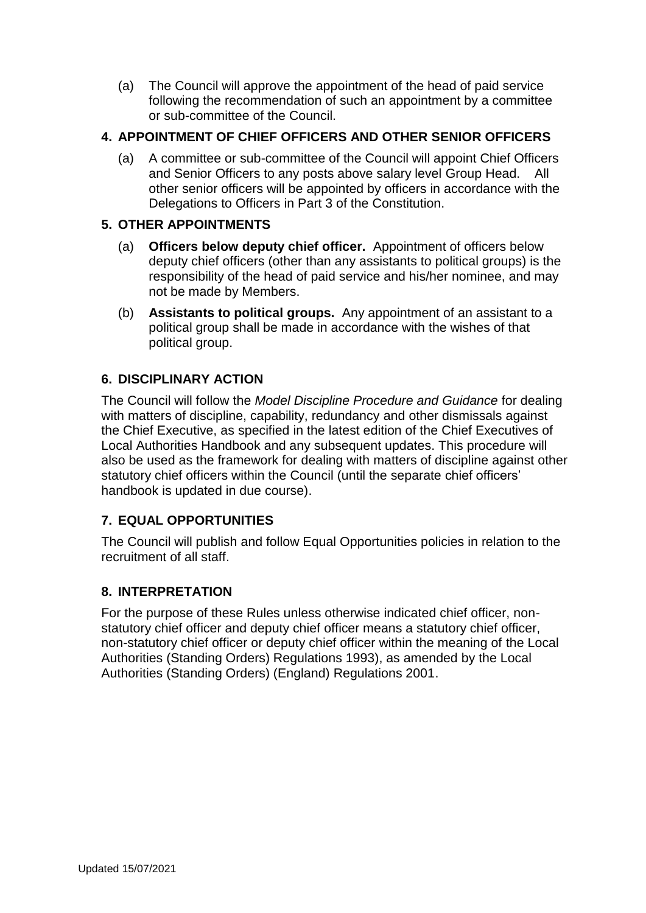(a) The Council will approve the appointment of the head of paid service following the recommendation of such an appointment by a committee or sub-committee of the Council.

## 4. APPOINTMENT OF CHIEF OFFICERS AND OTHER SENIOR OFFICERS

(a) A committee or sub-committee of the Council will appoint Chief Officers and Senior Officers to any posts above salary level Group Head. All other senior officers will be appointed by officers in accordance with the Delegations to Officers in Part 3 of the Constitution.

## 5. OTHER APPOINTMENTS

(a) **Officers below deputy chief officer.** Appointment of officers below deputy chief officers (other than any assistants to political groups) is the responsibility of the head of paid service and his/her nominee, and may not be made by Members.

(b) **Assistants to political groups.** Any appointment of an assistant to a political group shall be made in accordance with the wishes of that political group.

## 6. DISCIPLINARY ACTION

The Council will follow the *Model Discipline Procedure and Guidance* for dealing with matters of discipline, capability, redundancy and other dismissals against the Chief Executive, as specified in the latest edition of the Chief Executives of Local Authorities Handbook and any subsequent updates. This procedure will also be used as the framework for dealing with matters of discipline against other statutory chief officers within the Council (until the separate chief officers' handbook is updated in due course).

## 7. EQUAL OPPORTUNITIES

The Council will publish and follow Equal Opportunities policies in relation to the recruitment of all staff.

## 8. INTERPRETATION

For the purpose of these Rules unless otherwise indicated chief officer, non-statutory chief officer and deputy chief officer means a statutory chief officer, non-statutory chief officer or deputy chief officer within the meaning of the Local Authorities (Standing Orders) Regulations 1993), as amended by the Local Authorities (Standing Orders) (England) Regulations 2001.

Updated 15/07/2021